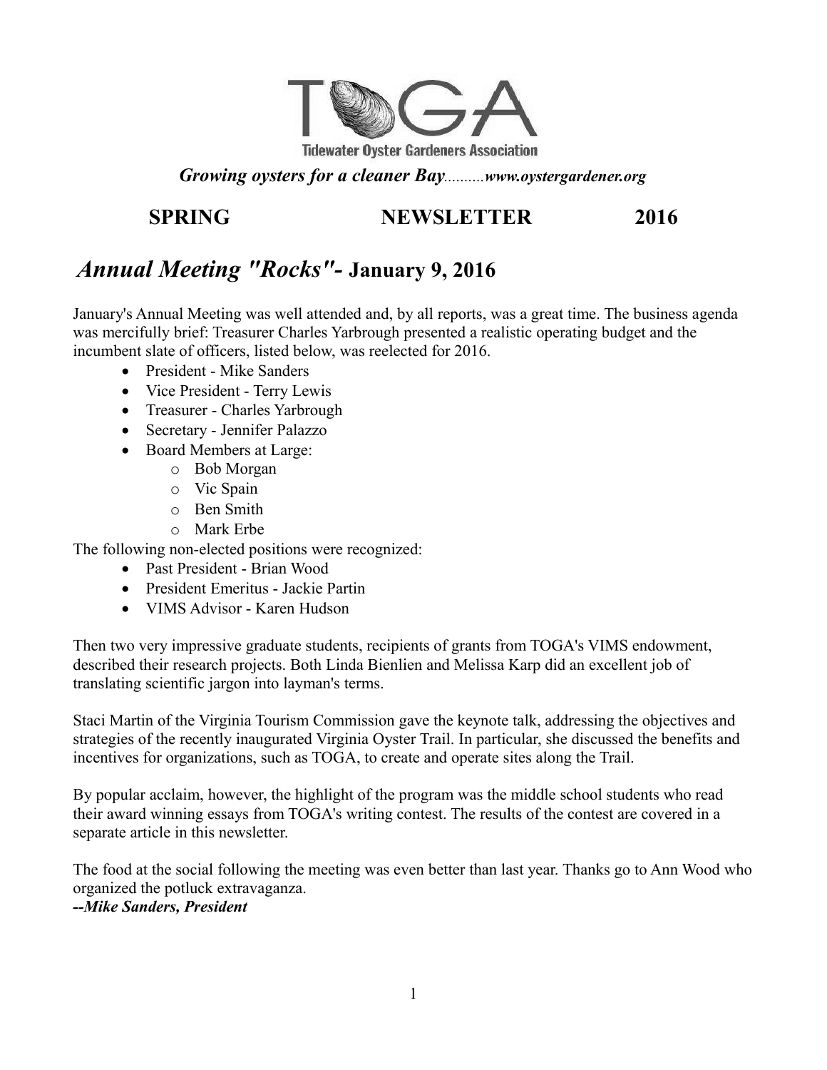# TOGA

**Tidewater Oyster Gardeners Association**

***Growing oysters for a cleaner Bay**..........**www.oystergardener.org***

## SPRING NEWSLETTER 2016

## *Annual Meeting "Rocks"-* January 9, 2016

January's Annual Meeting was well attended and, by all reports, was a great time. The business agenda was mercifully brief: Treasurer Charles Yarbrough presented a realistic operating budget and the incumbent slate of officers, listed below, was reelected for 2016.

- President - Mike Sanders
- Vice President - Terry Lewis
- Treasurer - Charles Yarbrough
- Secretary - Jennifer Palazzo
- Board Members at Large:
  - Bob Morgan
  - Vic Spain
  - Ben Smith
  - Mark Erbe

The following non-elected positions were recognized:

- Past President - Brian Wood
- President Emeritus - Jackie Partin
- VIMS Advisor - Karen Hudson

Then two very impressive graduate students, recipients of grants from TOGA's VIMS endowment, described their research projects. Both Linda Bienlien and Melissa Karp did an excellent job of translating scientific jargon into layman's terms.

Staci Martin of the Virginia Tourism Commission gave the keynote talk, addressing the objectives and strategies of the recently inaugurated Virginia Oyster Trail. In particular, she discussed the benefits and incentives for organizations, such as TOGA, to create and operate sites along the Trail.

By popular acclaim, however, the highlight of the program was the middle school students who read their award winning essays from TOGA's writing contest. The results of the contest are covered in a separate article in this newsletter.

The food at the social following the meeting was even better than last year. Thanks go to Ann Wood who organized the potluck extravaganza.

***--Mike Sanders, President***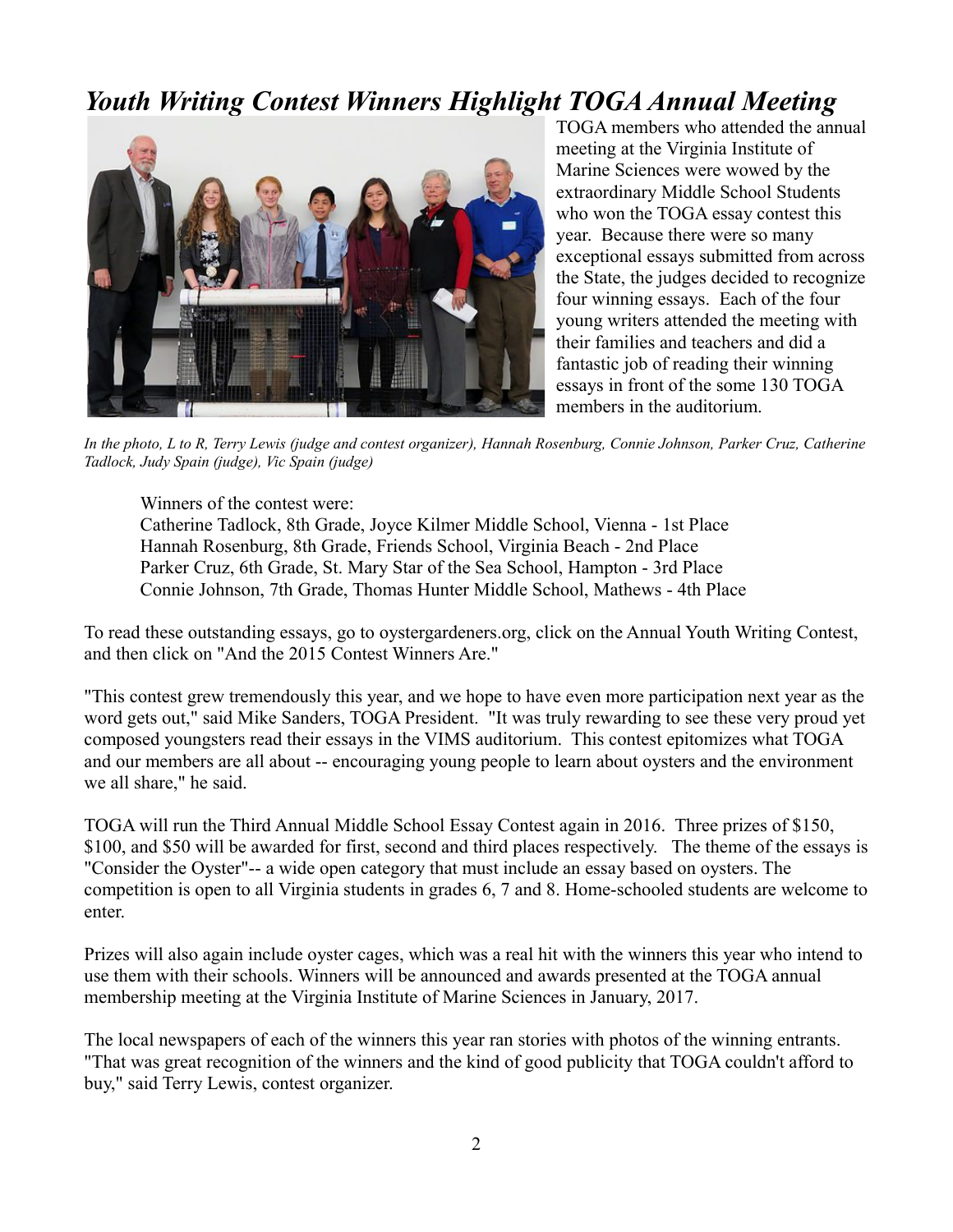## *Youth Writing Contest Winners Highlight TOGA Annual Meeting*

TOGA members who attended the annual meeting at the Virginia Institute of Marine Sciences were wowed by the extraordinary Middle School Students who won the TOGA essay contest this year. Because there were so many exceptional essays submitted from across the State, the judges decided to recognize four winning essays. Each of the four young writers attended the meeting with their families and teachers and did a fantastic job of reading their winning essays in front of the some 130 TOGA members in the auditorium.

*In the photo, L to R, Terry Lewis (judge and contest organizer), Hannah Rosenburg, Connie Johnson, Parker Cruz, Catherine Tadlock, Judy Spain (judge), Vic Spain (judge)*

Winners of the contest were:
Catherine Tadlock, 8th Grade, Joyce Kilmer Middle School, Vienna - 1st Place
Hannah Rosenburg, 8th Grade, Friends School, Virginia Beach - 2nd Place
Parker Cruz, 6th Grade, St. Mary Star of the Sea School, Hampton - 3rd Place
Connie Johnson, 7th Grade, Thomas Hunter Middle School, Mathews - 4th Place

To read these outstanding essays, go to oystergardeners.org, click on the Annual Youth Writing Contest, and then click on "And the 2015 Contest Winners Are."

"This contest grew tremendously this year, and we hope to have even more participation next year as the word gets out," said Mike Sanders, TOGA President. "It was truly rewarding to see these very proud yet composed youngsters read their essays in the VIMS auditorium. This contest epitomizes what TOGA and our members are all about -- encouraging young people to learn about oysters and the environment we all share," he said.

TOGA will run the Third Annual Middle School Essay Contest again in 2016. Three prizes of $150, $100, and $50 will be awarded for first, second and third places respectively. The theme of the essays is "Consider the Oyster"-- a wide open category that must include an essay based on oysters. The competition is open to all Virginia students in grades 6, 7 and 8. Home-schooled students are welcome to enter.

Prizes will also again include oyster cages, which was a real hit with the winners this year who intend to use them with their schools. Winners will be announced and awards presented at the TOGA annual membership meeting at the Virginia Institute of Marine Sciences in January, 2017.

The local newspapers of each of the winners this year ran stories with photos of the winning entrants. "That was great recognition of the winners and the kind of good publicity that TOGA couldn't afford to buy," said Terry Lewis, contest organizer.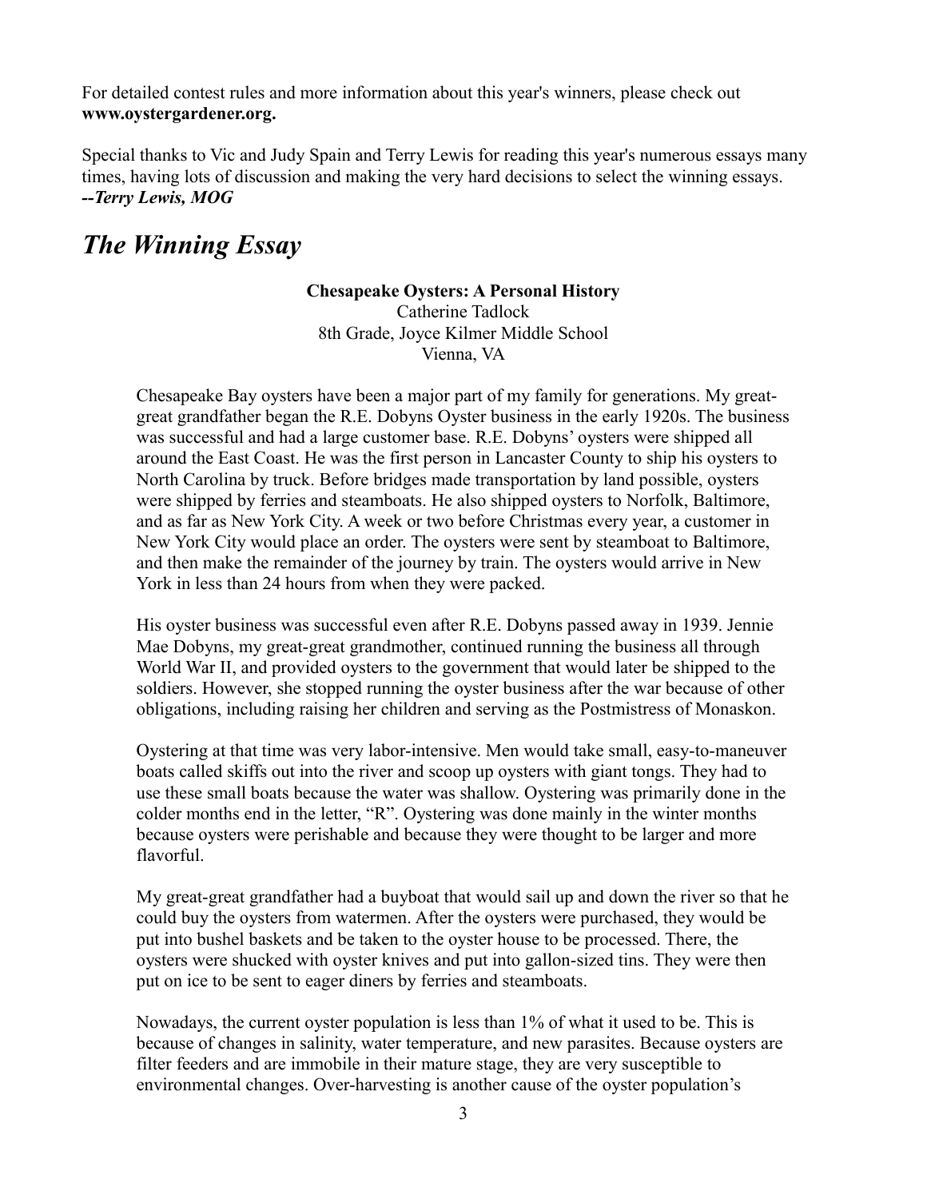For detailed contest rules and more information about this year's winners, please check out **www.oystergardener.org.**

Special thanks to Vic and Judy Spain and Terry Lewis for reading this year's numerous essays many times, having lots of discussion and making the very hard decisions to select the winning essays.
***--Terry Lewis, MOG***

## *The Winning Essay*

**Chesapeake Oysters: A Personal History**
Catherine Tadlock
8th Grade, Joyce Kilmer Middle School
Vienna, VA

Chesapeake Bay oysters have been a major part of my family for generations. My great-great grandfather began the R.E. Dobyns Oyster business in the early 1920s. The business was successful and had a large customer base. R.E. Dobyns' oysters were shipped all around the East Coast. He was the first person in Lancaster County to ship his oysters to North Carolina by truck. Before bridges made transportation by land possible, oysters were shipped by ferries and steamboats. He also shipped oysters to Norfolk, Baltimore, and as far as New York City. A week or two before Christmas every year, a customer in New York City would place an order. The oysters were sent by steamboat to Baltimore, and then make the remainder of the journey by train. The oysters would arrive in New York in less than 24 hours from when they were packed.

His oyster business was successful even after R.E. Dobyns passed away in 1939. Jennie Mae Dobyns, my great-great grandmother, continued running the business all through World War II, and provided oysters to the government that would later be shipped to the soldiers. However, she stopped running the oyster business after the war because of other obligations, including raising her children and serving as the Postmistress of Monaskon.

Oystering at that time was very labor-intensive. Men would take small, easy-to-maneuver boats called skiffs out into the river and scoop up oysters with giant tongs. They had to use these small boats because the water was shallow. Oystering was primarily done in the colder months end in the letter, "R". Oystering was done mainly in the winter months because oysters were perishable and because they were thought to be larger and more flavorful.

My great-great grandfather had a buyboat that would sail up and down the river so that he could buy the oysters from watermen. After the oysters were purchased, they would be put into bushel baskets and be taken to the oyster house to be processed. There, the oysters were shucked with oyster knives and put into gallon-sized tins. They were then put on ice to be sent to eager diners by ferries and steamboats.

Nowadays, the current oyster population is less than 1% of what it used to be. This is because of changes in salinity, water temperature, and new parasites. Because oysters are filter feeders and are immobile in their mature stage, they are very susceptible to environmental changes. Over-harvesting is another cause of the oyster population's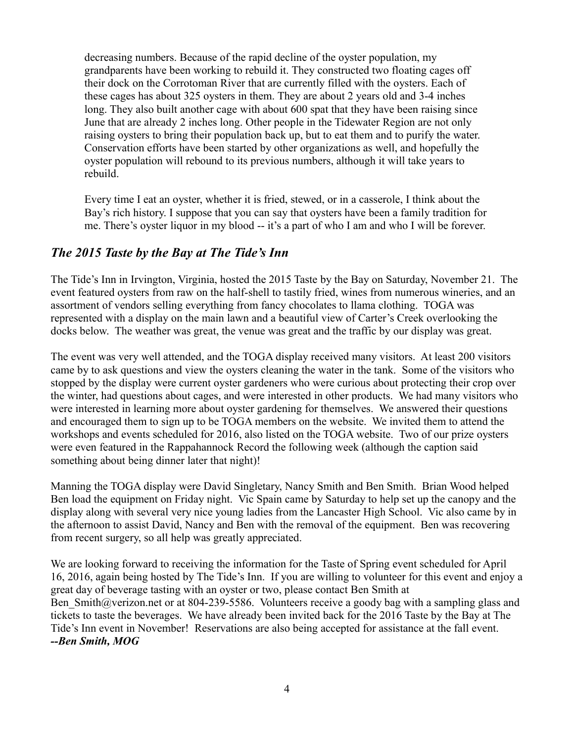decreasing numbers. Because of the rapid decline of the oyster population, my grandparents have been working to rebuild it. They constructed two floating cages off their dock on the Corrotoman River that are currently filled with the oysters. Each of these cages has about 325 oysters in them. They are about 2 years old and 3-4 inches long. They also built another cage with about 600 spat that they have been raising since June that are already 2 inches long. Other people in the Tidewater Region are not only raising oysters to bring their population back up, but to eat them and to purify the water. Conservation efforts have been started by other organizations as well, and hopefully the oyster population will rebound to its previous numbers, although it will take years to rebuild.

Every time I eat an oyster, whether it is fried, stewed, or in a casserole, I think about the Bay's rich history. I suppose that you can say that oysters have been a family tradition for me. There's oyster liquor in my blood -- it's a part of who I am and who I will be forever.

## *The 2015 Taste by the Bay at The Tide's Inn*

The Tide's Inn in Irvington, Virginia, hosted the 2015 Taste by the Bay on Saturday, November 21. The event featured oysters from raw on the half-shell to tastily fried, wines from numerous wineries, and an assortment of vendors selling everything from fancy chocolates to llama clothing. TOGA was represented with a display on the main lawn and a beautiful view of Carter's Creek overlooking the docks below. The weather was great, the venue was great and the traffic by our display was great.

The event was very well attended, and the TOGA display received many visitors. At least 200 visitors came by to ask questions and view the oysters cleaning the water in the tank. Some of the visitors who stopped by the display were current oyster gardeners who were curious about protecting their crop over the winter, had questions about cages, and were interested in other products. We had many visitors who were interested in learning more about oyster gardening for themselves. We answered their questions and encouraged them to sign up to be TOGA members on the website. We invited them to attend the workshops and events scheduled for 2016, also listed on the TOGA website. Two of our prize oysters were even featured in the Rappahannock Record the following week (although the caption said something about being dinner later that night)!

Manning the TOGA display were David Singletary, Nancy Smith and Ben Smith. Brian Wood helped Ben load the equipment on Friday night. Vic Spain came by Saturday to help set up the canopy and the display along with several very nice young ladies from the Lancaster High School. Vic also came by in the afternoon to assist David, Nancy and Ben with the removal of the equipment. Ben was recovering from recent surgery, so all help was greatly appreciated.

We are looking forward to receiving the information for the Taste of Spring event scheduled for April 16, 2016, again being hosted by The Tide's Inn. If you are willing to volunteer for this event and enjoy a great day of beverage tasting with an oyster or two, please contact Ben Smith at Ben_Smith@verizon.net or at 804-239-5586. Volunteers receive a goody bag with a sampling glass and tickets to taste the beverages. We have already been invited back for the 2016 Taste by the Bay at The Tide's Inn event in November! Reservations are also being accepted for assistance at the fall event.
***--Ben Smith, MOG***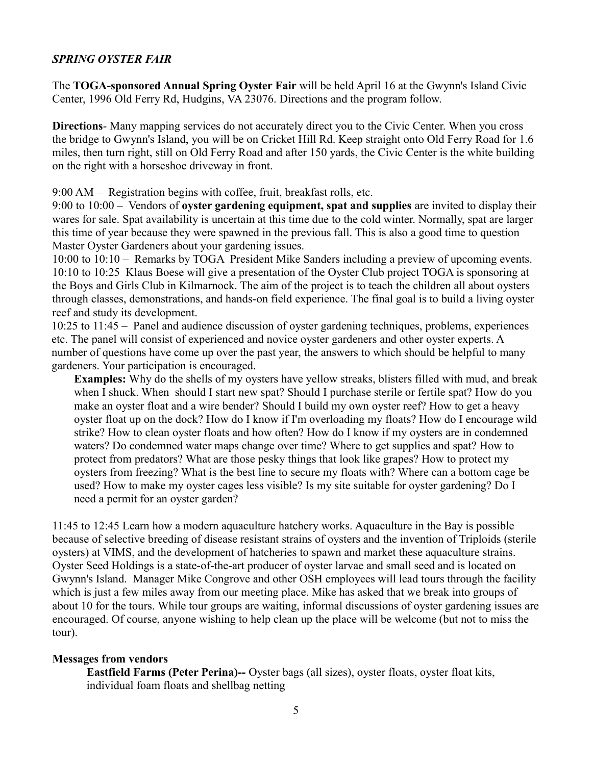### *SPRING OYSTER FAIR*

The **TOGA-sponsored Annual Spring Oyster Fair** will be held April 16 at the Gwynn's Island Civic Center, 1996 Old Ferry Rd, Hudgins, VA 23076. Directions and the program follow.

**Directions**- Many mapping services do not accurately direct you to the Civic Center. When you cross the bridge to Gwynn's Island, you will be on Cricket Hill Rd. Keep straight onto Old Ferry Road for 1.6 miles, then turn right, still on Old Ferry Road and after 150 yards, the Civic Center is the white building on the right with a horseshoe driveway in front.

9:00 AM – Registration begins with coffee, fruit, breakfast rolls, etc.
9:00 to 10:00 – Vendors of **oyster gardening equipment, spat and supplies** are invited to display their wares for sale. Spat availability is uncertain at this time due to the cold winter. Normally, spat are larger this time of year because they were spawned in the previous fall. This is also a good time to question Master Oyster Gardeners about your gardening issues.
10:00 to 10:10 – Remarks by TOGA President Mike Sanders including a preview of upcoming events.
10:10 to 10:25 Klaus Boese will give a presentation of the Oyster Club project TOGA is sponsoring at the Boys and Girls Club in Kilmarnock. The aim of the project is to teach the children all about oysters through classes, demonstrations, and hands-on field experience. The final goal is to build a living oyster reef and study its development.
10:25 to 11:45 – Panel and audience discussion of oyster gardening techniques, problems, experiences etc. The panel will consist of experienced and novice oyster gardeners and other oyster experts. A number of questions have come up over the past year, the answers to which should be helpful to many gardeners. Your participation is encouraged.

> **Examples:** Why do the shells of my oysters have yellow streaks, blisters filled with mud, and break when I shuck. When should I start new spat? Should I purchase sterile or fertile spat? How do you make an oyster float and a wire bender? Should I build my own oyster reef? How to get a heavy oyster float up on the dock? How do I know if I'm overloading my floats? How do I encourage wild strike? How to clean oyster floats and how often? How do I know if my oysters are in condemned waters? Do condemned water maps change over time? Where to get supplies and spat? How to protect from predators? What are those pesky things that look like grapes? How to protect my oysters from freezing? What is the best line to secure my floats with? Where can a bottom cage be used? How to make my oyster cages less visible? Is my site suitable for oyster gardening? Do I need a permit for an oyster garden?

11:45 to 12:45 Learn how a modern aquaculture hatchery works. Aquaculture in the Bay is possible because of selective breeding of disease resistant strains of oysters and the invention of Triploids (sterile oysters) at VIMS, and the development of hatcheries to spawn and market these aquaculture strains. Oyster Seed Holdings is a state-of-the-art producer of oyster larvae and small seed and is located on Gwynn's Island. Manager Mike Congrove and other OSH employees will lead tours through the facility which is just a few miles away from our meeting place. Mike has asked that we break into groups of about 10 for the tours. While tour groups are waiting, informal discussions of oyster gardening issues are encouraged. Of course, anyone wishing to help clean up the place will be welcome (but not to miss the tour).

**Messages from vendors**

> **Eastfield Farms (Peter Perina)--** Oyster bags (all sizes), oyster floats, oyster float kits, individual foam floats and shellbag netting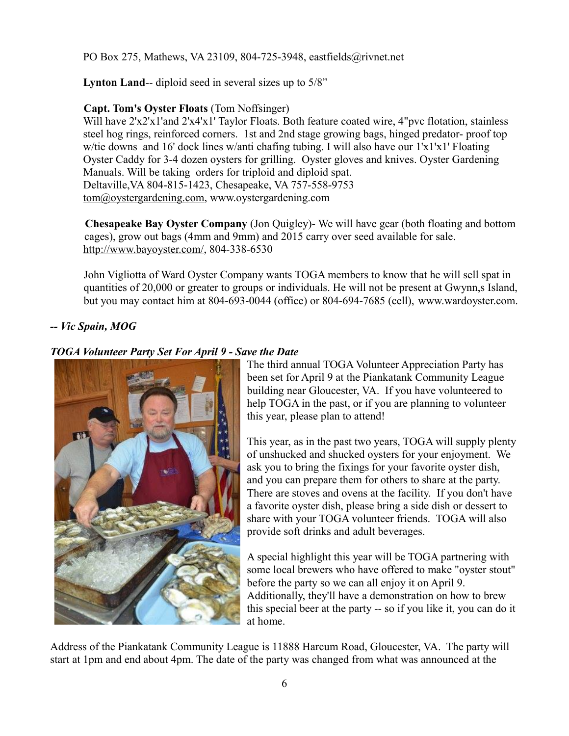PO Box 275, Mathews, VA 23109, 804-725-3948, eastfields@rivnet.net

**Lynton Land**-- diploid seed in several sizes up to 5/8"

**Capt. Tom's Oyster Floats** (Tom Noffsinger)
Will have 2'x2'x1'and 2'x4'x1' Taylor Floats. Both feature coated wire, 4"pvc flotation, stainless steel hog rings, reinforced corners. 1st and 2nd stage growing bags, hinged predator- proof top w/tie downs and 16' dock lines w/anti chafing tubing. I will also have our 1'x1'x1' Floating Oyster Caddy for 3-4 dozen oysters for grilling. Oyster gloves and knives. Oyster Gardening Manuals. Will be taking orders for triploid and diploid spat.
Deltaville,VA 804-815-1423, Chesapeake, VA 757-558-9753
tom@oystergardening.com, www.oystergardening.com

**Chesapeake Bay Oyster Company** (Jon Quigley)- We will have gear (both floating and bottom cages), grow out bags (4mm and 9mm) and 2015 carry over seed available for sale.
http://www.bayoyster.com/, 804-338-6530

John Vigliotta of Ward Oyster Company wants TOGA members to know that he will sell spat in quantities of 20,000 or greater to groups or individuals. He will not be present at Gwynn,s Island, but you may contact him at 804-693-0044 (office) or 804-694-7685 (cell), www.wardoyster.com.

***-- Vic Spain, MOG***

***TOGA Volunteer Party Set For April 9 - Save the Date***

The third annual TOGA Volunteer Appreciation Party has been set for April 9 at the Piankatank Community League building near Gloucester, VA. If you have volunteered to help TOGA in the past, or if you are planning to volunteer this year, please plan to attend!

This year, as in the past two years, TOGA will supply plenty of unshucked and shucked oysters for your enjoyment. We ask you to bring the fixings for your favorite oyster dish, and you can prepare them for others to share at the party. There are stoves and ovens at the facility. If you don't have a favorite oyster dish, please bring a side dish or dessert to share with your TOGA volunteer friends. TOGA will also provide soft drinks and adult beverages.

A special highlight this year will be TOGA partnering with some local brewers who have offered to make "oyster stout" before the party so we can all enjoy it on April 9. Additionally, they'll have a demonstration on how to brew this special beer at the party -- so if you like it, you can do it at home.

Address of the Piankatank Community League is 11888 Harcum Road, Gloucester, VA. The party will start at 1pm and end about 4pm. The date of the party was changed from what was announced at the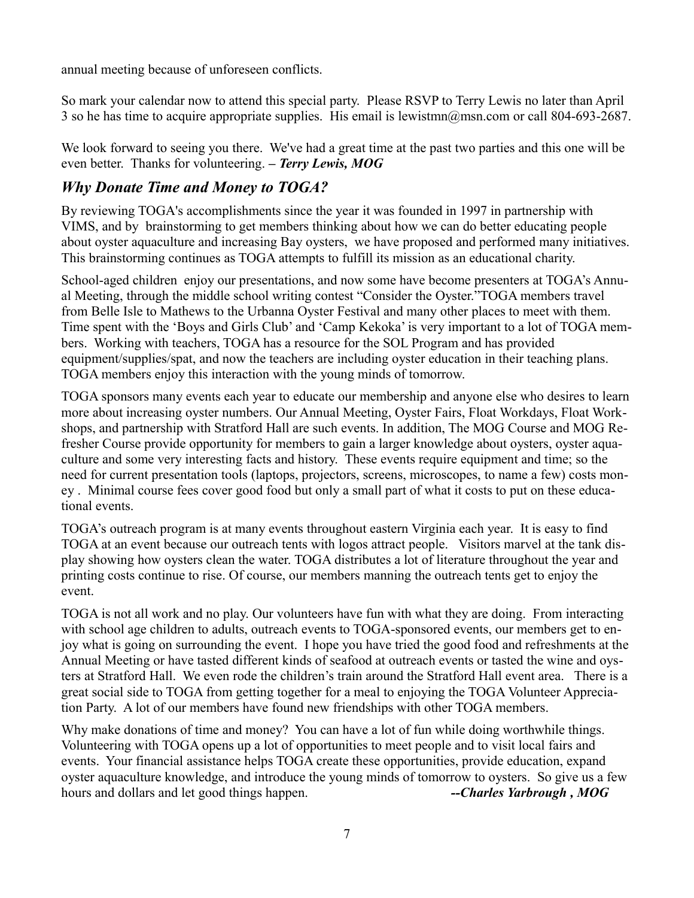annual meeting because of unforeseen conflicts.

So mark your calendar now to attend this special party. Please RSVP to Terry Lewis no later than April 3 so he has time to acquire appropriate supplies. His email is lewistmn@msn.com or call 804-693-2687.

We look forward to seeing you there. We've had a great time at the past two parties and this one will be even better. Thanks for volunteering. **– *Terry Lewis, MOG***

## *Why Donate Time and Money to TOGA?*

By reviewing TOGA's accomplishments since the year it was founded in 1997 in partnership with VIMS, and by brainstorming to get members thinking about how we can do better educating people about oyster aquaculture and increasing Bay oysters, we have proposed and performed many initiatives. This brainstorming continues as TOGA attempts to fulfill its mission as an educational charity.

School-aged children enjoy our presentations, and now some have become presenters at TOGA's Annual Meeting, through the middle school writing contest "Consider the Oyster."TOGA members travel from Belle Isle to Mathews to the Urbanna Oyster Festival and many other places to meet with them. Time spent with the 'Boys and Girls Club' and 'Camp Kekoka' is very important to a lot of TOGA members. Working with teachers, TOGA has a resource for the SOL Program and has provided equipment/supplies/spat, and now the teachers are including oyster education in their teaching plans. TOGA members enjoy this interaction with the young minds of tomorrow.

TOGA sponsors many events each year to educate our membership and anyone else who desires to learn more about increasing oyster numbers. Our Annual Meeting, Oyster Fairs, Float Workdays, Float Workshops, and partnership with Stratford Hall are such events. In addition, The MOG Course and MOG Refresher Course provide opportunity for members to gain a larger knowledge about oysters, oyster aquaculture and some very interesting facts and history. These events require equipment and time; so the need for current presentation tools (laptops, projectors, screens, microscopes, to name a few) costs money . Minimal course fees cover good food but only a small part of what it costs to put on these educational events.

TOGA's outreach program is at many events throughout eastern Virginia each year. It is easy to find TOGA at an event because our outreach tents with logos attract people. Visitors marvel at the tank display showing how oysters clean the water. TOGA distributes a lot of literature throughout the year and printing costs continue to rise. Of course, our members manning the outreach tents get to enjoy the event.

TOGA is not all work and no play. Our volunteers have fun with what they are doing. From interacting with school age children to adults, outreach events to TOGA-sponsored events, our members get to enjoy what is going on surrounding the event. I hope you have tried the good food and refreshments at the Annual Meeting or have tasted different kinds of seafood at outreach events or tasted the wine and oysters at Stratford Hall. We even rode the children's train around the Stratford Hall event area. There is a great social side to TOGA from getting together for a meal to enjoying the TOGA Volunteer Appreciation Party. A lot of our members have found new friendships with other TOGA members.

Why make donations of time and money? You can have a lot of fun while doing worthwhile things. Volunteering with TOGA opens up a lot of opportunities to meet people and to visit local fairs and events. Your financial assistance helps TOGA create these opportunities, provide education, expand oyster aquaculture knowledge, and introduce the young minds of tomorrow to oysters. So give us a few hours and dollars and let good things happen. ***--Charles Yarbrough , MOG***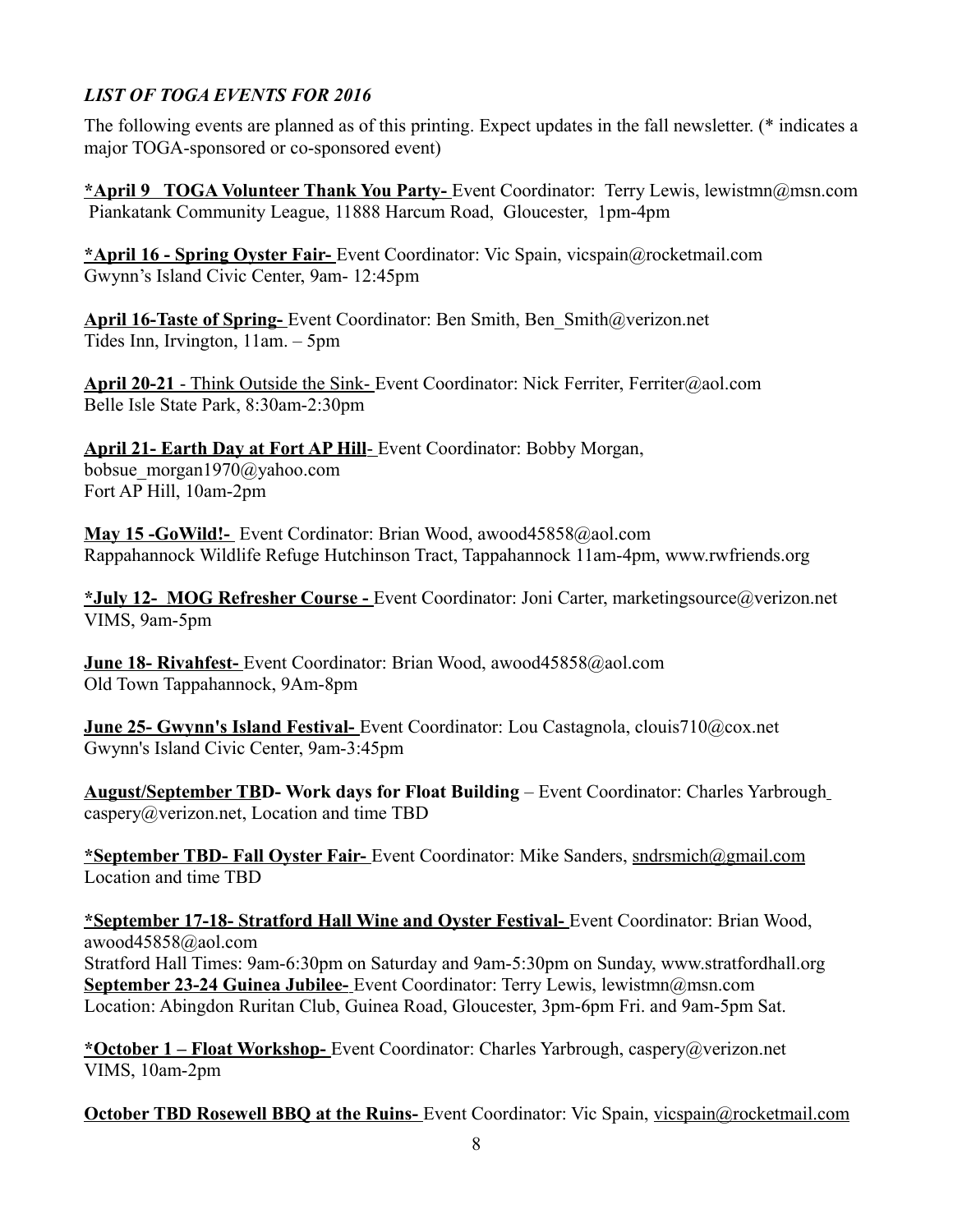***LIST OF TOGA EVENTS FOR 2016***

The following events are planned as of this printing. Expect updates in the fall newsletter. (* indicates a major TOGA-sponsored or co-sponsored event)

**\*April 9 TOGA Volunteer Thank You Party-** Event Coordinator: Terry Lewis, lewistmn@msn.com
Piankatank Community League, 11888 Harcum Road, Gloucester, 1pm-4pm

**\*April 16 - Spring Oyster Fair-** Event Coordinator: Vic Spain, vicspain@rocketmail.com
Gwynn's Island Civic Center, 9am- 12:45pm

**April 16-Taste of Spring-** Event Coordinator: Ben Smith, Ben_Smith@verizon.net
Tides Inn, Irvington, 11am. – 5pm

**April 20-21** - Think Outside the Sink- Event Coordinator: Nick Ferriter, Ferriter@aol.com
Belle Isle State Park, 8:30am-2:30pm

**April 21- Earth Day at Fort AP Hill**- Event Coordinator: Bobby Morgan, bobsue_morgan1970@yahoo.com
Fort AP Hill, 10am-2pm

**May 15 -GoWild!-** Event Cordinator: Brian Wood, awood45858@aol.com
Rappahannock Wildlife Refuge Hutchinson Tract, Tappahannock 11am-4pm, www.rwfriends.org

**\*July 12- MOG Refresher Course -** Event Coordinator: Joni Carter, marketingsource@verizon.net
VIMS, 9am-5pm

**June 18- Rivahfest-** Event Coordinator: Brian Wood, awood45858@aol.com
Old Town Tappahannock, 9Am-8pm

**June 25- Gwynn's Island Festival-** Event Coordinator: Lou Castagnola, clouis710@cox.net
Gwynn's Island Civic Center, 9am-3:45pm

**August/September TBD- Work days for Float Building** – Event Coordinator: Charles Yarbrough caspery@verizon.net, Location and time TBD

**\*September TBD- Fall Oyster Fair-** Event Coordinator: Mike Sanders, sndrsmich@gmail.com
Location and time TBD

**\*September 17-18- Stratford Hall Wine and Oyster Festival-** Event Coordinator: Brian Wood, awood45858@aol.com
Stratford Hall Times: 9am-6:30pm on Saturday and 9am-5:30pm on Sunday, www.stratfordhall.org

**September 23-24 Guinea Jubilee-** Event Coordinator: Terry Lewis, lewistmn@msn.com
Location: Abingdon Ruritan Club, Guinea Road, Gloucester, 3pm-6pm Fri. and 9am-5pm Sat.

**\*October 1 – Float Workshop-** Event Coordinator: Charles Yarbrough, caspery@verizon.net
VIMS, 10am-2pm

**October TBD Rosewell BBQ at the Ruins-** Event Coordinator: Vic Spain, vicspain@rocketmail.com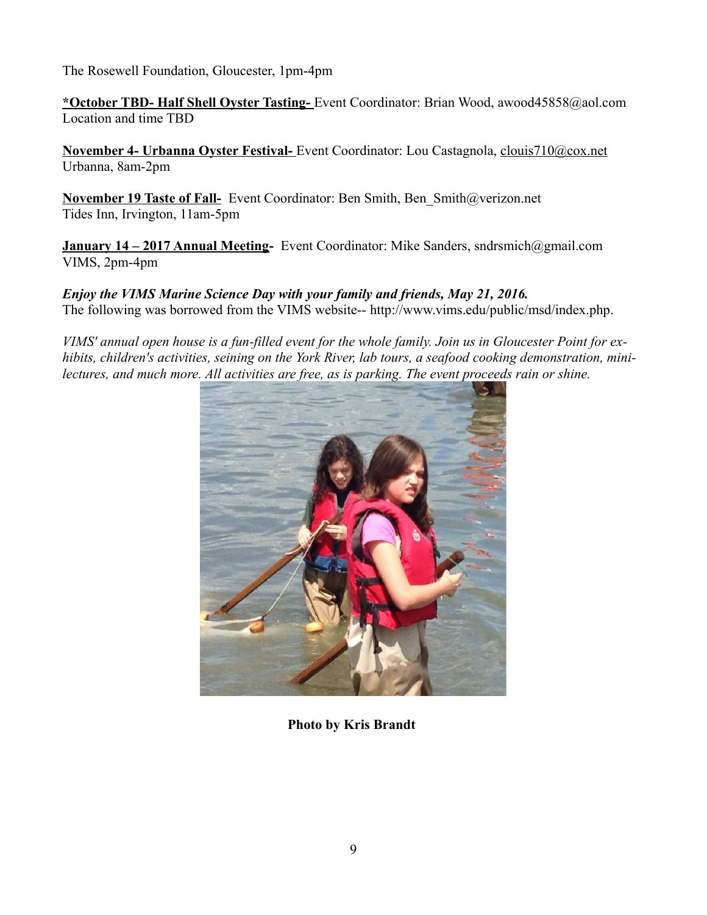The Rosewell Foundation, Gloucester, 1pm-4pm

**\*October TBD- Half Shell Oyster Tasting-** Event Coordinator: Brian Wood, awood45858@aol.com
Location and time TBD

**November 4- Urbanna Oyster Festival-** Event Coordinator: Lou Castagnola, clouis710@cox.net
Urbanna, 8am-2pm

**November 19 Taste of Fall-** Event Coordinator: Ben Smith, Ben_Smith@verizon.net
Tides Inn, Irvington, 11am-5pm

**January 14 – 2017 Annual Meeting-** Event Coordinator: Mike Sanders, sndrsmich@gmail.com
VIMS, 2pm-4pm

***Enjoy the VIMS Marine Science Day with your family and friends, May 21, 2016.***
The following was borrowed from the VIMS website-- http://www.vims.edu/public/msd/index.php.

*VIMS' annual open house is a fun-filled event for the whole family. Join us in Gloucester Point for exhibits, children's activities, seining on the York River, lab tours, a seafood cooking demonstration, mini-lectures, and much more. All activities are free, as is parking. The event proceeds rain or shine.*

**Photo by Kris Brandt**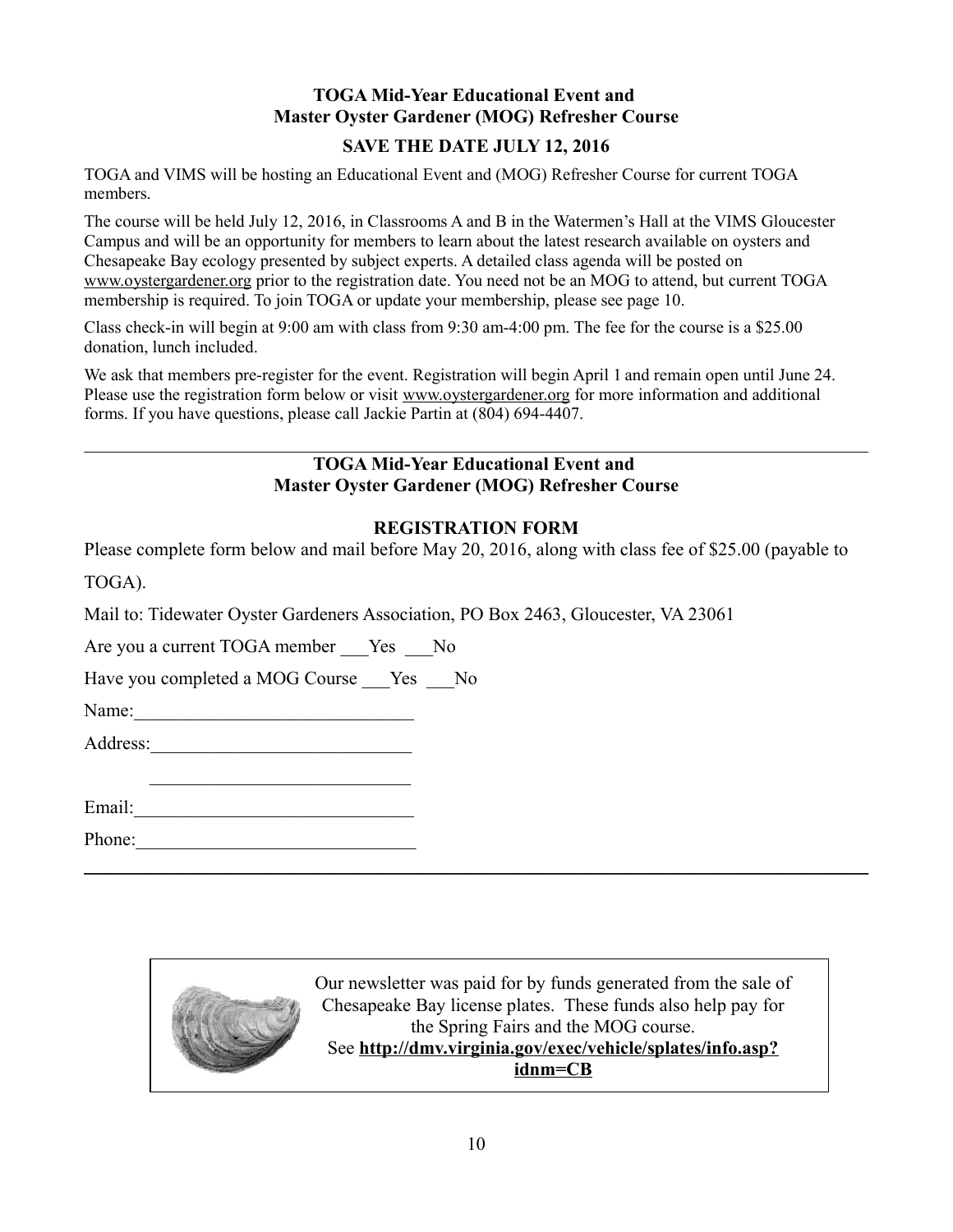**TOGA Mid-Year Educational Event and**
**Master Oyster Gardener (MOG) Refresher Course**

**SAVE THE DATE JULY 12, 2016**

TOGA and VIMS will be hosting an Educational Event and (MOG) Refresher Course for current TOGA members.

The course will be held July 12, 2016, in Classrooms A and B in the Watermen's Hall at the VIMS Gloucester Campus and will be an opportunity for members to learn about the latest research available on oysters and Chesapeake Bay ecology presented by subject experts. A detailed class agenda will be posted on www.oystergardener.org prior to the registration date. You need not be an MOG to attend, but current TOGA membership is required. To join TOGA or update your membership, please see page 10.

Class check-in will begin at 9:00 am with class from 9:30 am-4:00 pm. The fee for the course is a $25.00 donation, lunch included.

We ask that members pre-register for the event. Registration will begin April 1 and remain open until June 24. Please use the registration form below or visit www.oystergardener.org for more information and additional forms. If you have questions, please call Jackie Partin at (804) 694-4407.

---

**TOGA Mid-Year Educational Event and**
**Master Oyster Gardener (MOG) Refresher Course**

**REGISTRATION FORM**

Please complete form below and mail before May 20, 2016, along with class fee of $25.00 (payable to TOGA).

Mail to: Tidewater Oyster Gardeners Association, PO Box 2463, Gloucester, VA 23061

Are you a current TOGA member ___Yes ___No

Have you completed a MOG Course ___Yes ___No

Name:______________________________

Address:____________________________

____________________________

Email:______________________________

Phone:______________________________

---

Our newsletter was paid for by funds generated from the sale of Chesapeake Bay license plates. These funds also help pay for the Spring Fairs and the MOG course.
See **http://dmv.virginia.gov/exec/vehicle/splates/info.asp?idnm=CB**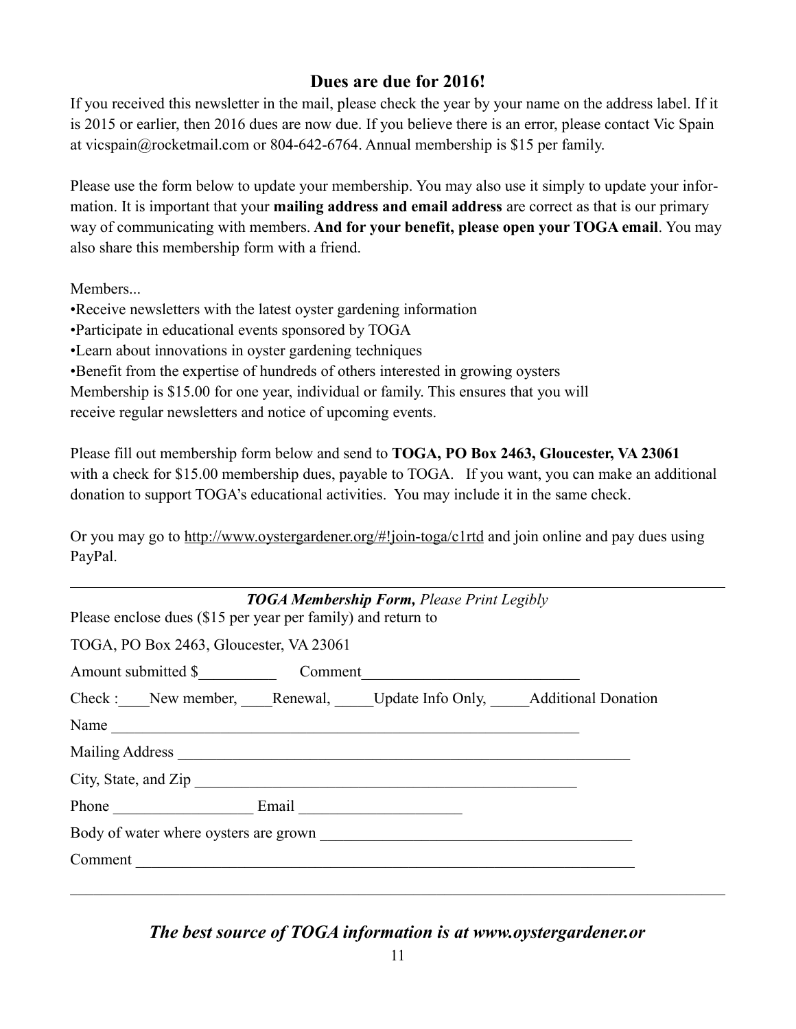## Dues are due for 2016!

If you received this newsletter in the mail, please check the year by your name on the address label. If it is 2015 or earlier, then 2016 dues are now due. If you believe there is an error, please contact Vic Spain at vicspain@rocketmail.com or 804-642-6764. Annual membership is $15 per family.

Please use the form below to update your membership. You may also use it simply to update your information. It is important that your **mailing address and email address** are correct as that is our primary way of communicating with members. **And for your benefit, please open your TOGA email**. You may also share this membership form with a friend.

Members...

- Receive newsletters with the latest oyster gardening information
- Participate in educational events sponsored by TOGA
- Learn about innovations in oyster gardening techniques
- Benefit from the expertise of hundreds of others interested in growing oysters

Membership is $15.00 for one year, individual or family. This ensures that you will receive regular newsletters and notice of upcoming events.

Please fill out membership form below and send to **TOGA, PO Box 2463, Gloucester, VA 23061** with a check for $15.00 membership dues, payable to TOGA. If you want, you can make an additional donation to support TOGA's educational activities. You may include it in the same check.

Or you may go to http://www.oystergardener.org/#!join-toga/c1rtd and join online and pay dues using PayPal.

---

***TOGA Membership Form,*** *Please Print Legibly*

Please enclose dues ($15 per year per family) and return to

TOGA, PO Box 2463, Gloucester, VA 23061

Amount submitted $__________ Comment____________________________

Check : ____New member, ____Renewal, _____Update Info Only, _____Additional Donation

Name _______________________________________________________________

Mailing Address ______________________________________________________

City, State, and Zip ___________________________________________________

Phone __________________ Email _____________________

Body of water where oysters are grown ___________________________________

Comment ____________________________________________________________

---

***The best source of TOGA information is at www.oystergardener.or***